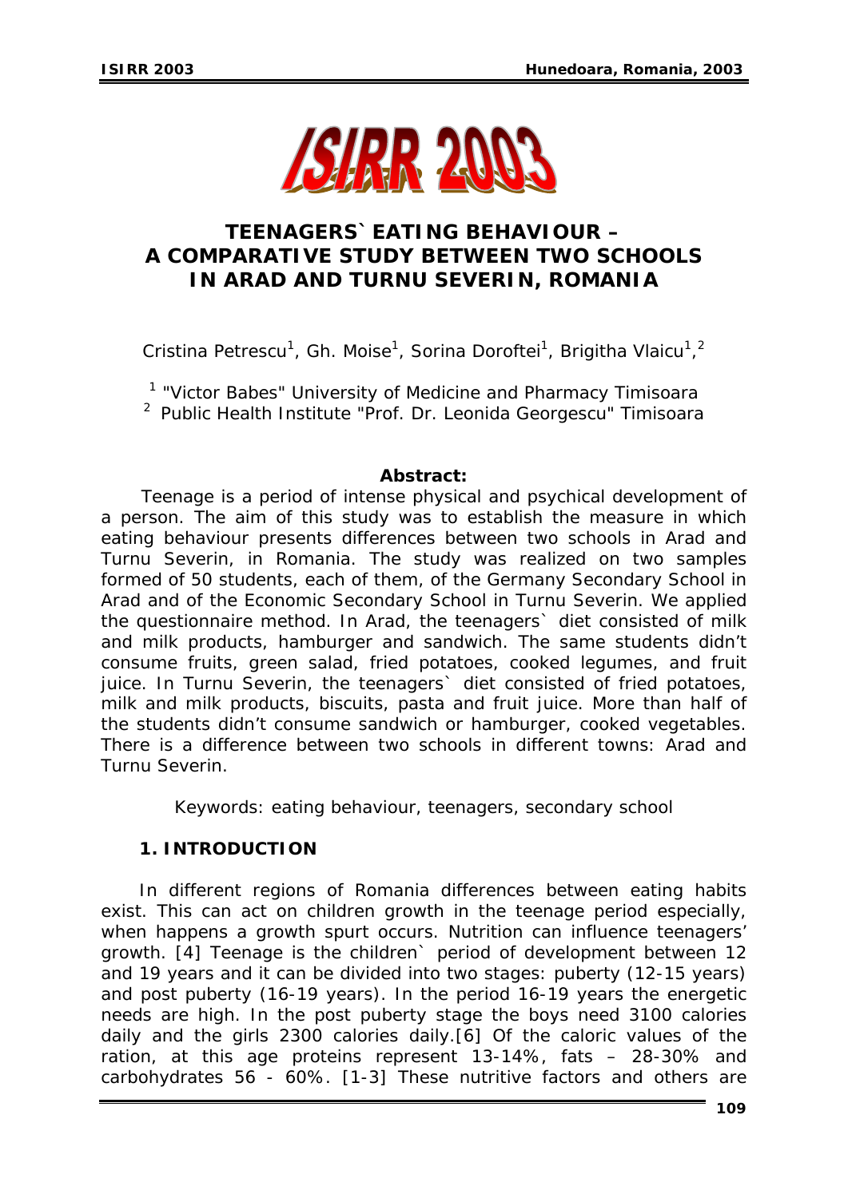# TEENAGERS` EATING BEHAVIOUR – A COMPARATIVE STUDY BETWEEN TWO SCHOOLS IN ARAD AND TURNU SEVERIN, ROMANIA

Cristina Petrescu[1], Gh. Moise[1], Sorina Doroftei[1], Brigitha Vlaicu[1,2]

[1] "Victor Babes" University of Medicine and Pharmacy Timisoara
[2] Public Health Institute "Prof. Dr. Leonida Georgescu" Timisoara

**Abstract:**

Teenage is a period of intense physical and psychical development of a person. The aim of this study was to establish the measure in which eating behaviour presents differences between two schools in Arad and Turnu Severin, in Romania. The study was realized on two samples formed of 50 students, each of them, of the Germany Secondary School in Arad and of the Economic Secondary School in Turnu Severin. We applied the questionnaire method. In Arad, the teenagers` diet consisted of milk and milk products, hamburger and sandwich. The same students didn't consume fruits, green salad, fried potatoes, cooked legumes, and fruit juice. In Turnu Severin, the teenagers` diet consisted of fried potatoes, milk and milk products, biscuits, pasta and fruit juice. More than half of the students didn't consume sandwich or hamburger, cooked vegetables. There is a difference between two schools in different towns: Arad and Turnu Severin.

*Keywords:* eating behaviour, teenagers, secondary school

## 1. INTRODUCTION

In different regions of Romania differences between eating habits exist. This can act on children growth in the teenage period especially, when happens a growth spurt occurs. Nutrition can influence teenagers' growth. [4] Teenage is the children` period of development between 12 and 19 years and it can be divided into two stages: puberty (12-15 years) and post puberty (16-19 years). In the period 16-19 years the energetic needs are high. In the post puberty stage the boys need 3100 calories daily and the girls 2300 calories daily.[6] Of the caloric values of the ration, at this age proteins represent 13-14%, fats – 28-30% and carbohydrates 56 - 60%. [1-3] These nutritive factors and others are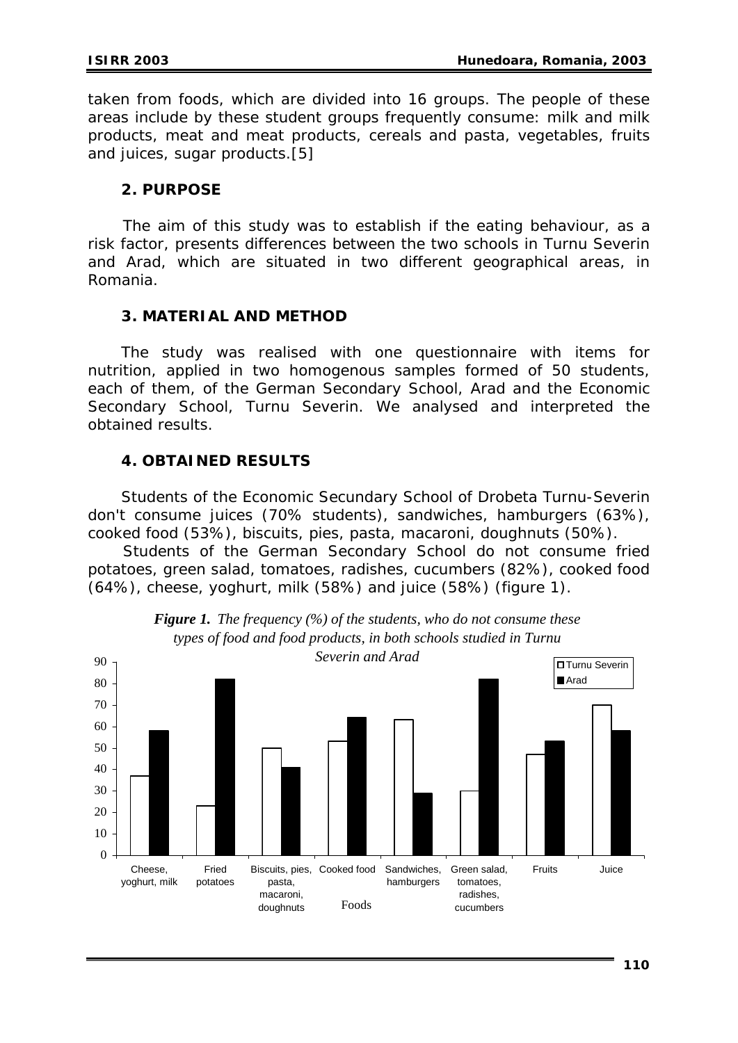taken from foods, which are divided into 16 groups. The people of these areas include by these student groups frequently consume: milk and milk products, meat and meat products, cereals and pasta, vegetables, fruits and juices, sugar products.[5]

## 2. PURPOSE

The aim of this study was to establish if the eating behaviour, as a risk factor, presents differences between the two schools in Turnu Severin and Arad, which are situated in two different geographical areas, in Romania.

## 3. MATERIAL AND METHOD

The study was realised with one questionnaire with items for nutrition, applied in two homogenous samples formed of 50 students, each of them, of the German Secondary School, Arad and the Economic Secondary School, Turnu Severin. We analysed and interpreted the obtained results.

## 4. OBTAINED RESULTS

Students of the Economic Secundary School of Drobeta Turnu-Severin don't consume juices (70% students), sandwiches, hamburgers (63%), cooked food (53%), biscuits, pies, pasta, macaroni, doughnuts (50%).

Students of the German Secondary School do not consume fried potatoes, green salad, tomatoes, radishes, cucumbers (82%), cooked food (64%), cheese, yoghurt, milk (58%) and juice (58%) (figure 1).

***Figure 1.*** *The frequency (%) of the students, who do not consume these types of food and food products, in both schools studied in Turnu Severin and Arad*

| Foods | Turnu Severin | Arad |
|---|---|---|
| Cheese, yoghurt, milk | 37 | 58 |
| Fried potatoes | 23 | 82 |
| Biscuits, pies, pasta, macaroni, doughnuts | 50 | 41 |
| Cooked food | 53 | 64 |
| Sandwiches, hamburgers | 63 | 29 |
| Green salad, tomatoes, radishes, cucumbers | 30 | 82 |
| Fruits | 47 | 53 |
| Juice | 70 | 58 |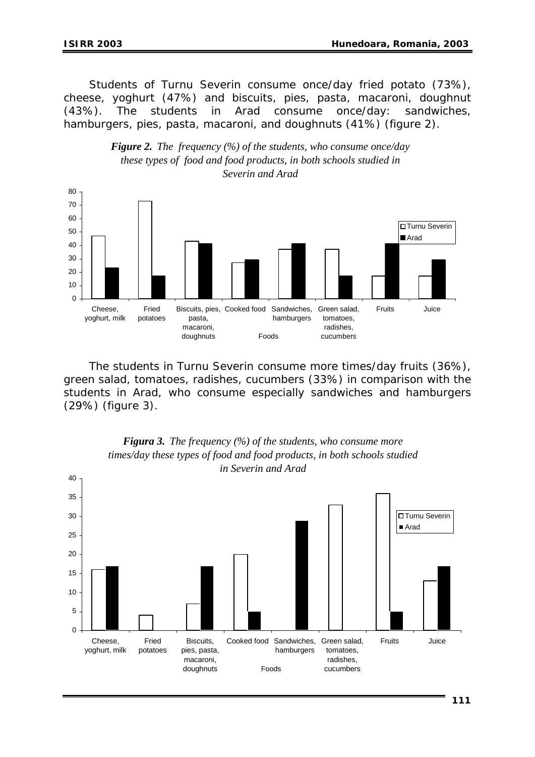Students of Turnu Severin consume once/day fried potato (73%), cheese, yoghurt (47%) and biscuits, pies, pasta, macaroni, doughnut (43%). The students in Arad consume once/day: sandwiches, hamburgers, pies, pasta, macaroni, and doughnuts (41%) (figure 2).

***Figure 2.*** *The frequency (%) of the students, who consume once/day these types of food and food products, in both schools studied in Severin and Arad*

The students in Turnu Severin consume more times/day fruits (36%), green salad, tomatoes, radishes, cucumbers (33%) in comparison with the students in Arad, who consume especially sandwiches and hamburgers (29%) (figure 3).

***Figura 3.*** *The frequency (%) of the students, who consume more times/day these types of food and food products, in both schools studied in Severin and Arad*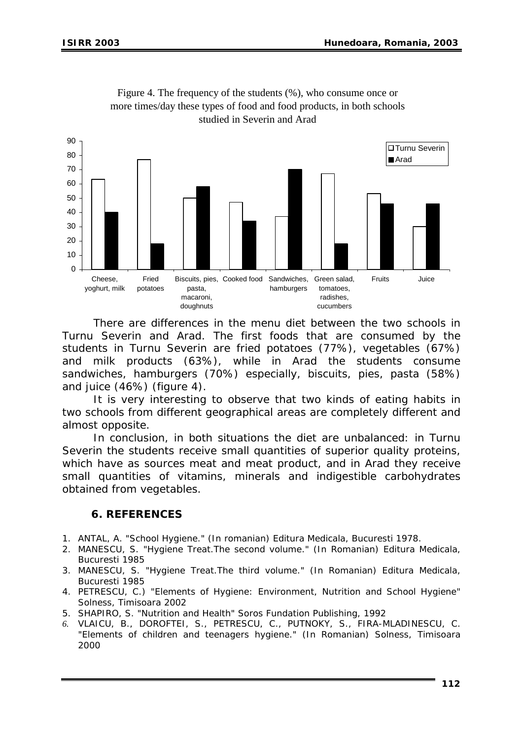Figure 4. The frequency of the students (%), who consume once or more times/day these types of food and food products, in both schools studied in Severin and Arad

90
80
70
60
50
40
30
20
10
0

Turnu Severin
Arad

Cheese, yoghurt, milk
Fried potatoes
Biscuits, pies, pasta, macaroni, doughnuts
Cooked food
Sandwiches, hamburgers
Green salad, tomatoes, radishes, cucumbers
Fruits
Juice

There are differences in the menu diet between the two schools in Turnu Severin and Arad. The first foods that are consumed by the students in Turnu Severin are fried potatoes (77%), vegetables (67%) and milk products (63%), while in Arad the students consume sandwiches, hamburgers (70%) especially, biscuits, pies, pasta (58%) and juice (46%) (figure 4).

It is very interesting to observe that two kinds of eating habits in two schools from different geographical areas are completely different and almost opposite.

In conclusion, in both situations the diet are unbalanced: in Turnu Severin the students receive small quantities of superior quality proteins, which have as sources meat and meat product, and in Arad they receive small quantities of vitamins, minerals and indigestible carbohydrates obtained from vegetables.

## 6. REFERENCES

1. ANTAL, A. "School Hygiene." (In romanian) Editura Medicala, Bucuresti 1978.
2. MANESCU, S. "Hygiene Treat.The second volume." (In Romanian) Editura Medicala, Bucuresti 1985
3. MANESCU, S. "Hygiene Treat.The third volume." (In Romanian) Editura Medicala, Bucuresti 1985
4. PETRESCU, C.) "Elements of Hygiene: Environment, Nutrition and School Hygiene" Solness, Timisoara 2002
5. SHAPIRO, S. "Nutrition and Health" Soros Fundation Publishing, 1992
6. VLAICU, B., DOROFTEI, S., PETRESCU, C., PUTNOKY, S., FIRA-MLADINESCU, C. "Elements of children and teenagers hygiene." (In Romanian) Solness, Timisoara 2000